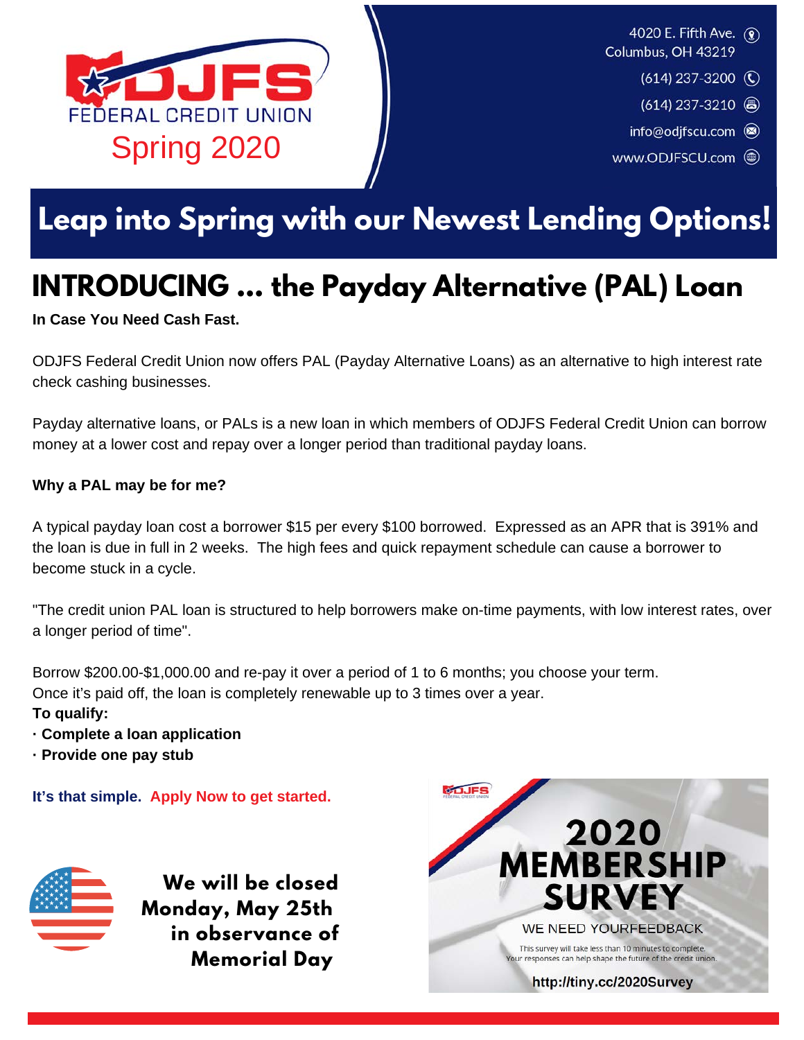ODJFS FEDERAL CREDIT UNION

Spring 2020

4020 E. Fifth Ave.
Columbus, OH 43219

(614) 237-3200

(614) 237-3210

info@odjfscu.com

www.ODJFSCU.com

# Leap into Spring with our Newest Lending Options!

## INTRODUCING ... the Payday Alternative (PAL) Loan

**In Case You Need Cash Fast.**

ODJFS Federal Credit Union now offers PAL (Payday Alternative Loans) as an alternative to high interest rate check cashing businesses.

Payday alternative loans, or PALs is a new loan in which members of ODJFS Federal Credit Union can borrow money at a lower cost and repay over a longer period than traditional payday loans.

**Why a PAL may be for me?**

A typical payday loan cost a borrower $15 per every $100 borrowed. Expressed as an APR that is 391% and the loan is due in full in 2 weeks. The high fees and quick repayment schedule can cause a borrower to become stuck in a cycle.

"The credit union PAL loan is structured to help borrowers make on-time payments, with low interest rates, over a longer period of time".

Borrow $200.00-$1,000.00 and re-pay it over a period of 1 to 6 months; you choose your term.
Once it's paid off, the loan is completely renewable up to 3 times over a year.

**To qualify:**

- **Complete a loan application**
- **Provide one pay stub**

**It's that simple. Apply Now to get started.**

**We will be closed Monday, May 25th in observance of Memorial Day**

**2020 MEMBERSHIP SURVEY**

WE NEED YOURFEEDBACK

This survey will take less than 10 minutes to complete.
Your responses can help shape the future of the credit union.

**http://tiny.cc/2020Survey**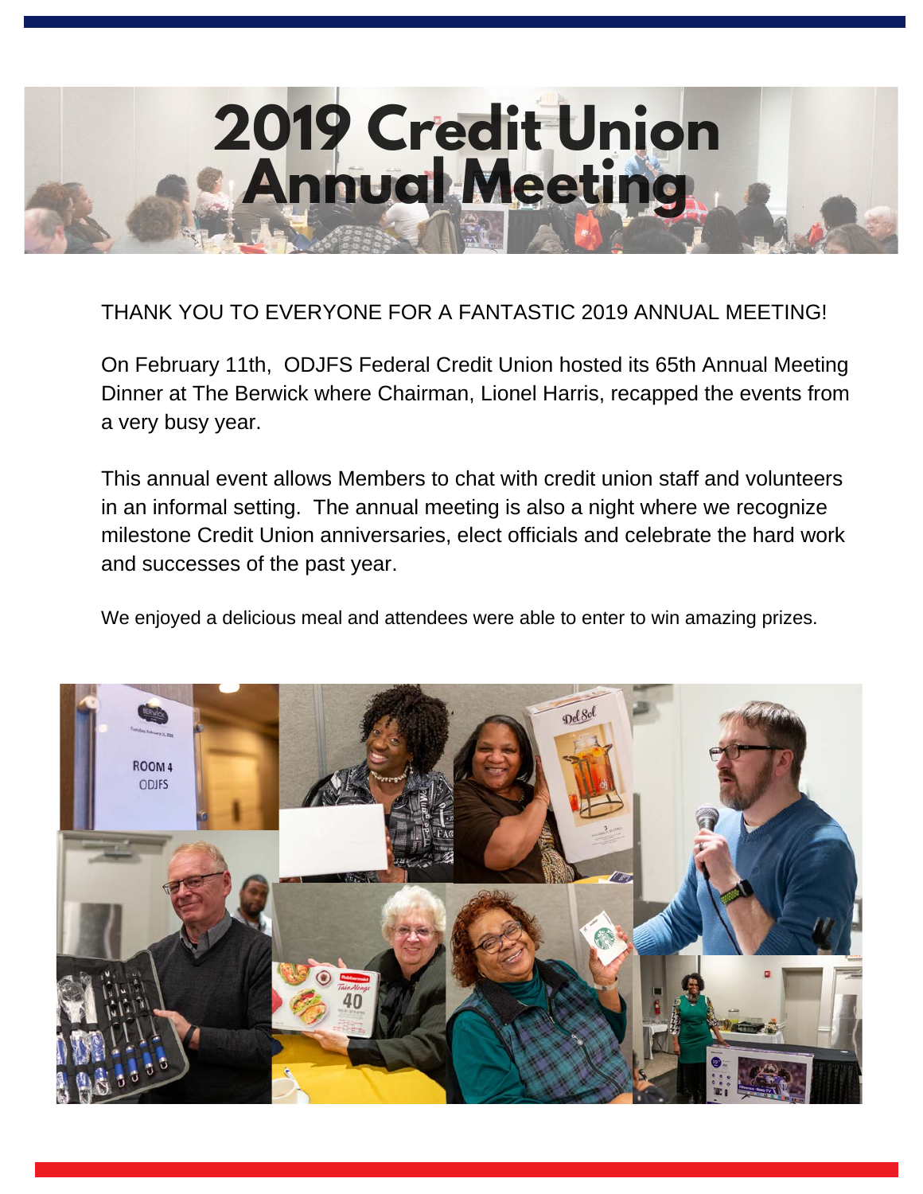# 2019 Credit Union Annual Meeting

THANK YOU TO EVERYONE FOR A FANTASTIC 2019 ANNUAL MEETING!

On February 11th, ODJFS Federal Credit Union hosted its 65th Annual Meeting Dinner at The Berwick where Chairman, Lionel Harris, recapped the events from a very busy year.

This annual event allows Members to chat with credit union staff and volunteers in an informal setting. The annual meeting is also a night where we recognize milestone Credit Union anniversaries, elect officials and celebrate the hard work and successes of the past year.

We enjoyed a delicious meal and attendees were able to enter to win amazing prizes.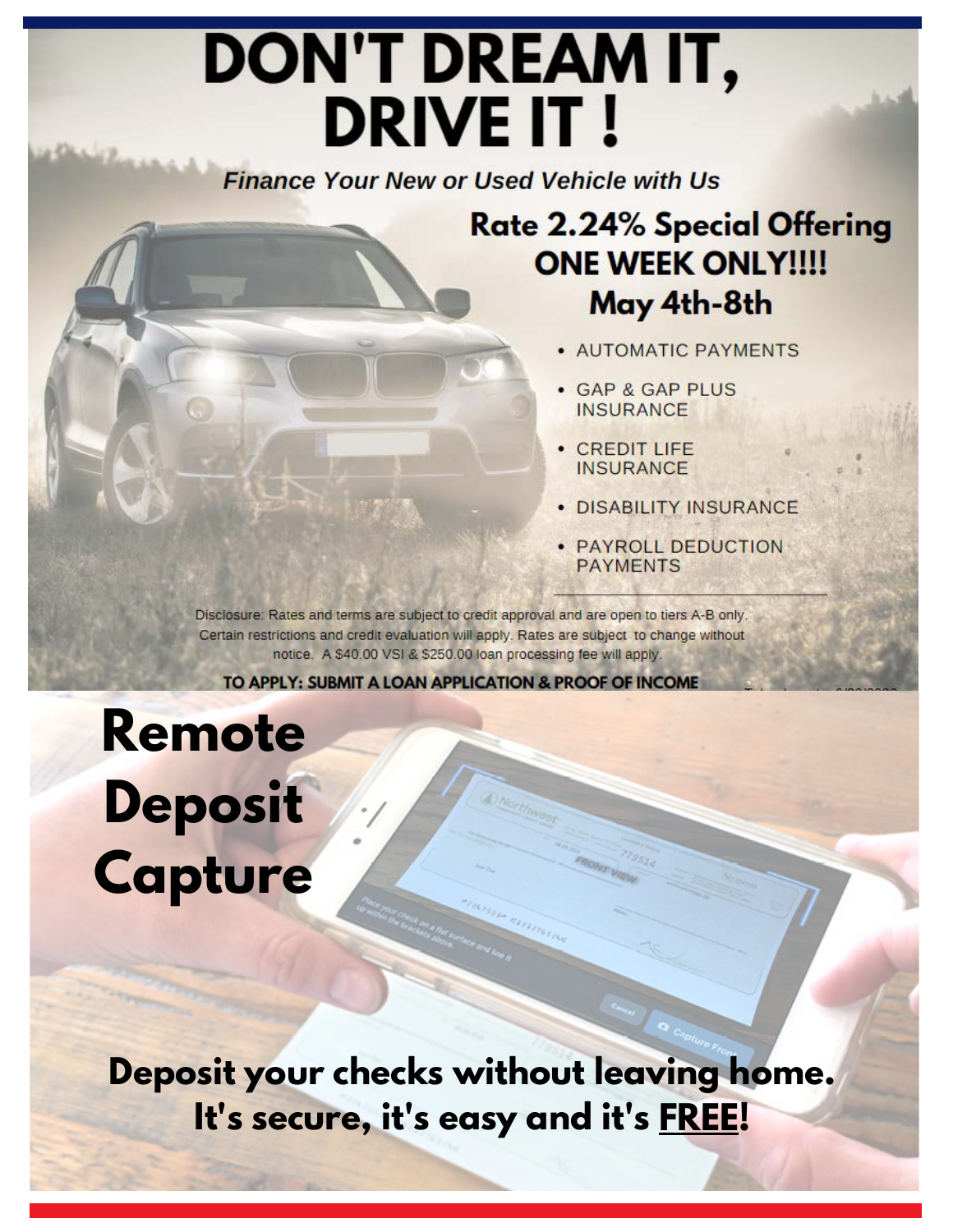# DON'T DREAM IT, DRIVE IT !

*Finance Your New or Used Vehicle with Us*

## Rate 2.24% Special Offering ONE WEEK ONLY!!!! May 4th-8th

- AUTOMATIC PAYMENTS
- GAP & GAP PLUS INSURANCE
- CREDIT LIFE INSURANCE
- DISABILITY INSURANCE
- PAYROLL DEDUCTION PAYMENTS

Disclosure: Rates and terms are subject to credit approval and are open to tiers A-B only. Certain restrictions and credit evaluation will apply. Rates are subject to change without notice. A $40.00 VSI & $250.00 loan processing fee will apply.

**TO APPLY: SUBMIT A LOAN APPLICATION & PROOF OF INCOME**

# Remote Deposit Capture

**Deposit your checks without leaving home. It's secure, it's easy and it's FREE!**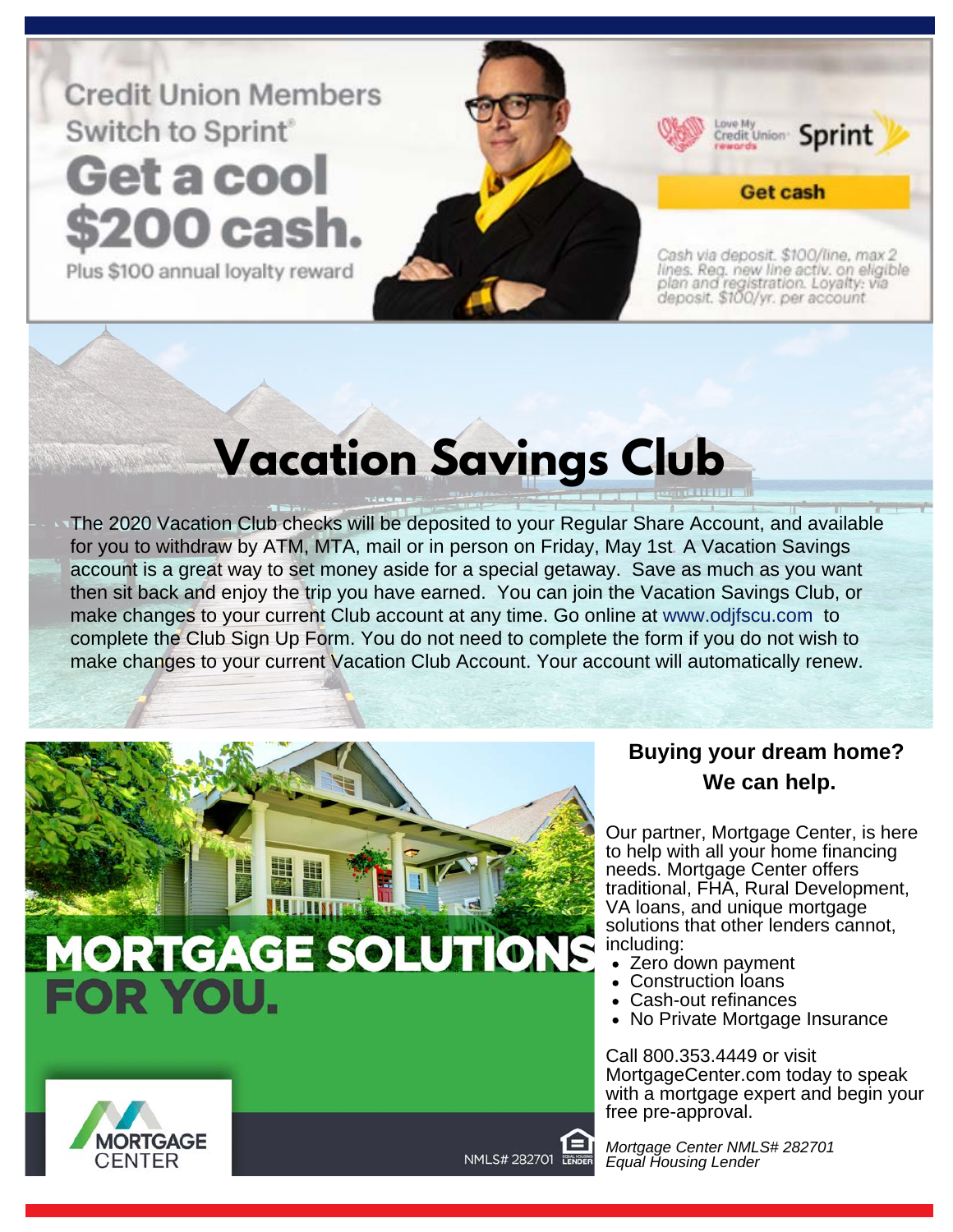Credit Union Members Switch to Sprint®

## Get a cool $200 cash.

Plus $100 annual loyalty reward

Love My Credit Union rewards · Sprint

**Get cash**

Cash via deposit. $100/line, max 2 lines. Req. new line activ. on eligible plan and registration. Loyalty: via deposit. $100/yr. per account

# Vacation Savings Club

The 2020 Vacation Club checks will be deposited to your Regular Share Account, and available for you to withdraw by ATM, MTA, mail or in person on Friday, May 1st. A Vacation Savings account is a great way to set money aside for a special getaway. Save as much as you want then sit back and enjoy the trip you have earned. You can join the Vacation Savings Club, or make changes to your current Club account at any time. Go online at www.odjfscu.com to complete the Club Sign Up Form. You do not need to complete the form if you do not wish to make changes to your current Vacation Club Account. Your account will automatically renew.

## MORTGAGE SOLUTIONS FOR YOU.

MORTGAGE CENTER

NMLS# 282701

### Buying your dream home? We can help.

Our partner, Mortgage Center, is here to help with all your home financing needs. Mortgage Center offers traditional, FHA, Rural Development, VA loans, and unique mortgage solutions that other lenders cannot, including:

- Zero down payment
- Construction loans
- Cash-out refinances
- No Private Mortgage Insurance

Call 800.353.4449 or visit MortgageCenter.com today to speak with a mortgage expert and begin your free pre-approval.

*Mortgage Center NMLS# 282701*
*Equal Housing Lender*